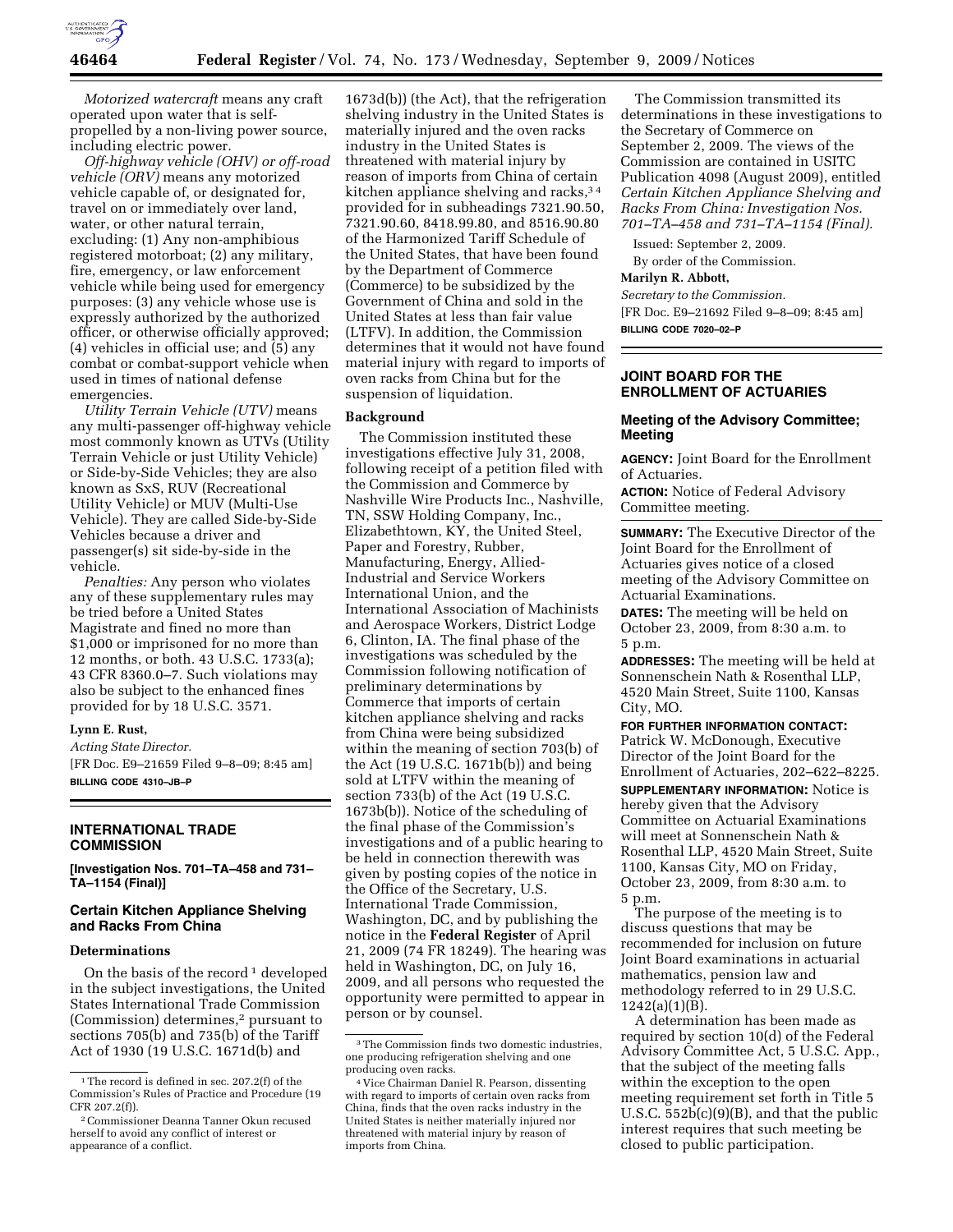*Motorized watercraft* means any craft operated upon water that is self-propelled by a non-living power source, including electric power.

*Off-highway vehicle (OHV) or off-road vehicle (ORV)* means any motorized vehicle capable of, or designated for, travel on or immediately over land, water, or other natural terrain, excluding: (1) Any non-amphibious registered motorboat; (2) any military, fire, emergency, or law enforcement vehicle while being used for emergency purposes: (3) any vehicle whose use is expressly authorized by the authorized officer, or otherwise officially approved; (4) vehicles in official use; and (5) any combat or combat-support vehicle when used in times of national defense emergencies.

*Utility Terrain Vehicle (UTV)* means any multi-passenger off-highway vehicle most commonly known as UTVs (Utility Terrain Vehicle or just Utility Vehicle) or Side-by-Side Vehicles; they are also known as SxS, RUV (Recreational Utility Vehicle) or MUV (Multi-Use Vehicle). They are called Side-by-Side Vehicles because a driver and passenger(s) sit side-by-side in the vehicle.

*Penalties:* Any person who violates any of these supplementary rules may be tried before a United States Magistrate and fined no more than $1,000 or imprisoned for no more than 12 months, or both. 43 U.S.C. 1733(a); 43 CFR 8360.0–7. Such violations may also be subject to the enhanced fines provided for by 18 U.S.C. 3571.

**Lynn E. Rust,**

*Acting State Director.*

[FR Doc. E9–21659 Filed 9–8–09; 8:45 am]

**BILLING CODE 4310–JB–P**

## INTERNATIONAL TRADE COMMISSION

**[Investigation Nos. 701–TA–458 and 731–TA–1154 (Final)]**

### Certain Kitchen Appliance Shelving and Racks From China

#### Determinations

On the basis of the record [1] developed in the subject investigations, the United States International Trade Commission (Commission) determines,[2] pursuant to sections 705(b) and 735(b) of the Tariff Act of 1930 (19 U.S.C. 1671d(b) and 1673d(b)) (the Act), that the refrigeration shelving industry in the United States is materially injured and the oven racks industry in the United States is threatened with material injury by reason of imports from China of certain kitchen appliance shelving and racks,[3] [4] provided for in subheadings 7321.90.50, 7321.90.60, 8418.99.80, and 8516.90.80 of the Harmonized Tariff Schedule of the United States, that have been found by the Department of Commerce (Commerce) to be subsidized by the Government of China and sold in the United States at less than fair value (LTFV). In addition, the Commission determines that it would not have found material injury with regard to imports of oven racks from China but for the suspension of liquidation.

#### Background

The Commission instituted these investigations effective July 31, 2008, following receipt of a petition filed with the Commission and Commerce by Nashville Wire Products Inc., Nashville, TN, SSW Holding Company, Inc., Elizabethtown, KY, the United Steel, Paper and Forestry, Rubber, Manufacturing, Energy, Allied-Industrial and Service Workers International Union, and the International Association of Machinists and Aerospace Workers, District Lodge 6, Clinton, IA. The final phase of the investigations was scheduled by the Commission following notification of preliminary determinations by Commerce that imports of certain kitchen appliance shelving and racks from China were being subsidized within the meaning of section 703(b) of the Act (19 U.S.C. 1671b(b)) and being sold at LTFV within the meaning of section 733(b) of the Act (19 U.S.C. 1673b(b)). Notice of the scheduling of the final phase of the Commission's investigations and of a public hearing to be held in connection therewith was given by posting copies of the notice in the Office of the Secretary, U.S. International Trade Commission, Washington, DC, and by publishing the notice in the **Federal Register** of April 21, 2009 (74 FR 18249). The hearing was held in Washington, DC, on July 16, 2009, and all persons who requested the opportunity were permitted to appear in person or by counsel.

The Commission transmitted its determinations in these investigations to the Secretary of Commerce on September 2, 2009. The views of the Commission are contained in USITC Publication 4098 (August 2009), entitled *Certain Kitchen Appliance Shelving and Racks From China: Investigation Nos. 701–TA–458 and 731–TA–1154 (Final).*

Issued: September 2, 2009.

By order of the Commission.

**Marilyn R. Abbott,**

*Secretary to the Commission.*

[FR Doc. E9–21692 Filed 9–8–09; 8:45 am]

**BILLING CODE 7020–02–P**

[1] The record is defined in sec. 207.2(f) of the Commission's Rules of Practice and Procedure (19 CFR 207.2(f)).

[2] Commissioner Deanna Tanner Okun recused herself to avoid any conflict of interest or appearance of a conflict.

[3] The Commission finds two domestic industries, one producing refrigeration shelving and one producing oven racks.

[4] Vice Chairman Daniel R. Pearson, dissenting with regard to imports of certain oven racks from China, finds that the oven racks industry in the United States is neither materially injured nor threatened with material injury by reason of imports from China.

## JOINT BOARD FOR THE ENROLLMENT OF ACTUARIES

### Meeting of the Advisory Committee; Meeting

**AGENCY:** Joint Board for the Enrollment of Actuaries.

**ACTION:** Notice of Federal Advisory Committee meeting.

**SUMMARY:** The Executive Director of the Joint Board for the Enrollment of Actuaries gives notice of a closed meeting of the Advisory Committee on Actuarial Examinations.

**DATES:** The meeting will be held on October 23, 2009, from 8:30 a.m. to 5 p.m.

**ADDRESSES:** The meeting will be held at Sonnenschein Nath & Rosenthal LLP, 4520 Main Street, Suite 1100, Kansas City, MO.

**FOR FURTHER INFORMATION CONTACT:** Patrick W. McDonough, Executive Director of the Joint Board for the Enrollment of Actuaries, 202–622–8225.

**SUPPLEMENTARY INFORMATION:** Notice is hereby given that the Advisory Committee on Actuarial Examinations will meet at Sonnenschein Nath & Rosenthal LLP, 4520 Main Street, Suite 1100, Kansas City, MO on Friday, October 23, 2009, from 8:30 a.m. to 5 p.m.

The purpose of the meeting is to discuss questions that may be recommended for inclusion on future Joint Board examinations in actuarial mathematics, pension law and methodology referred to in 29 U.S.C. 1242(a)(1)(B).

A determination has been made as required by section 10(d) of the Federal Advisory Committee Act, 5 U.S.C. App., that the subject of the meeting falls within the exception to the open meeting requirement set forth in Title 5 U.S.C. 552b(c)(9)(B), and that the public interest requires that such meeting be closed to public participation.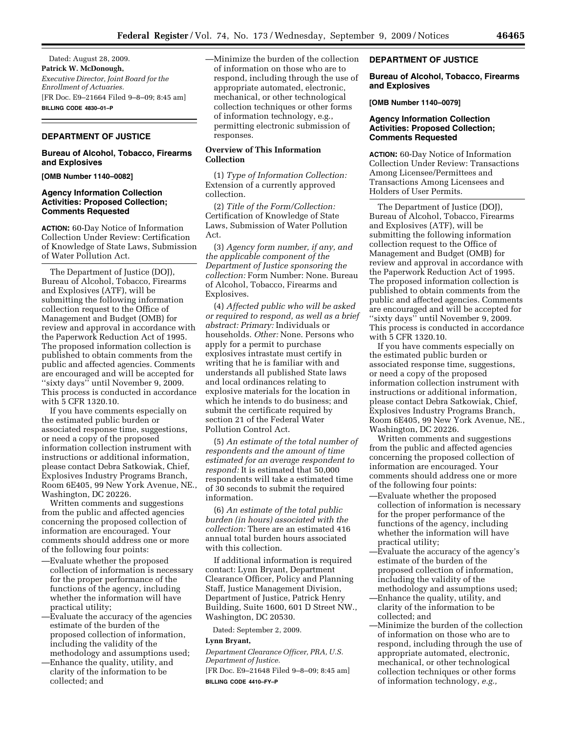Dated: August 28, 2009.

**Patrick W. McDonough,**

*Executive Director, Joint Board for the Enrollment of Actuaries.*

[FR Doc. E9–21664 Filed 9–8–09; 8:45 am]

**BILLING CODE 4830–01–P**

## DEPARTMENT OF JUSTICE

### Bureau of Alcohol, Tobacco, Firearms and Explosives

**[OMB Number 1140–0082]**

### Agency Information Collection Activities: Proposed Collection; Comments Requested

**ACTION:** 60-Day Notice of Information Collection Under Review: Certification of Knowledge of State Laws, Submission of Water Pollution Act.

The Department of Justice (DOJ), Bureau of Alcohol, Tobacco, Firearms and Explosives (ATF), will be submitting the following information collection request to the Office of Management and Budget (OMB) for review and approval in accordance with the Paperwork Reduction Act of 1995. The proposed information collection is published to obtain comments from the public and affected agencies. Comments are encouraged and will be accepted for ''sixty days'' until November 9, 2009. This process is conducted in accordance with 5 CFR 1320.10.

If you have comments especially on the estimated public burden or associated response time, suggestions, or need a copy of the proposed information collection instrument with instructions or additional information, please contact Debra Satkowiak, Chief, Explosives Industry Programs Branch, Room 6E405, 99 New York Avenue, NE., Washington, DC 20226.

Written comments and suggestions from the public and affected agencies concerning the proposed collection of information are encouraged. Your comments should address one or more of the following four points:

—Evaluate whether the proposed collection of information is necessary for the proper performance of the functions of the agency, including whether the information will have practical utility;

—Evaluate the accuracy of the agencies estimate of the burden of the proposed collection of information, including the validity of the methodology and assumptions used;

—Enhance the quality, utility, and clarity of the information to be collected; and

—Minimize the burden of the collection of information on those who are to respond, including through the use of appropriate automated, electronic, mechanical, or other technological collection techniques or other forms of information technology, e.g., permitting electronic submission of responses.

**Overview of This Information Collection**

(1) *Type of Information Collection:* Extension of a currently approved collection.

(2) *Title of the Form/Collection:* Certification of Knowledge of State Laws, Submission of Water Pollution Act.

(3) *Agency form number, if any, and the applicable component of the Department of Justice sponsoring the collection:* Form Number: None. Bureau of Alcohol, Tobacco, Firearms and Explosives.

(4) *Affected public who will be asked or required to respond, as well as a brief abstract: Primary:* Individuals or households. *Other:* None. Persons who apply for a permit to purchase explosives intrastate must certify in writing that he is familiar with and understands all published State laws and local ordinances relating to explosive materials for the location in which he intends to do business; and submit the certificate required by section 21 of the Federal Water Pollution Control Act.

(5) *An estimate of the total number of respondents and the amount of time estimated for an average respondent to respond:* It is estimated that 50,000 respondents will take a estimated time of 30 seconds to submit the required information.

(6) *An estimate of the total public burden (in hours) associated with the collection:* There are an estimated 416 annual total burden hours associated with this collection.

If additional information is required contact: Lynn Bryant, Department Clearance Officer, Policy and Planning Staff, Justice Management Division, Department of Justice, Patrick Henry Building, Suite 1600, 601 D Street NW., Washington, DC 20530.

Dated: September 2, 2009.

**Lynn Bryant,**

*Department Clearance Officer, PRA, U.S. Department of Justice.*

[FR Doc. E9–21648 Filed 9–8–09; 8:45 am]

**BILLING CODE 4410–FY–P**

## DEPARTMENT OF JUSTICE

### Bureau of Alcohol, Tobacco, Firearms and Explosives

**[OMB Number 1140–0079]**

### Agency Information Collection Activities: Proposed Collection; Comments Requested

**ACTION:** 60-Day Notice of Information Collection Under Review: Transactions Among Licensee/Permittees and Transactions Among Licensees and Holders of User Permits.

The Department of Justice (DOJ), Bureau of Alcohol, Tobacco, Firearms and Explosives (ATF), will be submitting the following information collection request to the Office of Management and Budget (OMB) for review and approval in accordance with the Paperwork Reduction Act of 1995. The proposed information collection is published to obtain comments from the public and affected agencies. Comments are encouraged and will be accepted for ''sixty days'' until November 9, 2009. This process is conducted in accordance with 5 CFR 1320.10.

If you have comments especially on the estimated public burden or associated response time, suggestions, or need a copy of the proposed information collection instrument with instructions or additional information, please contact Debra Satkowiak, Chief, Explosives Industry Programs Branch, Room 6E405, 99 New York Avenue, NE., Washington, DC 20226.

Written comments and suggestions from the public and affected agencies concerning the proposed collection of information are encouraged. Your comments should address one or more of the following four points:

—Evaluate whether the proposed collection of information is necessary for the proper performance of the functions of the agency, including whether the information will have practical utility;

—Evaluate the accuracy of the agency's estimate of the burden of the proposed collection of information, including the validity of the methodology and assumptions used;

—Enhance the quality, utility, and clarity of the information to be collected; and

—Minimize the burden of the collection of information on those who are to respond, including through the use of appropriate automated, electronic, mechanical, or other technological collection techniques or other forms of information technology, *e.g.,*